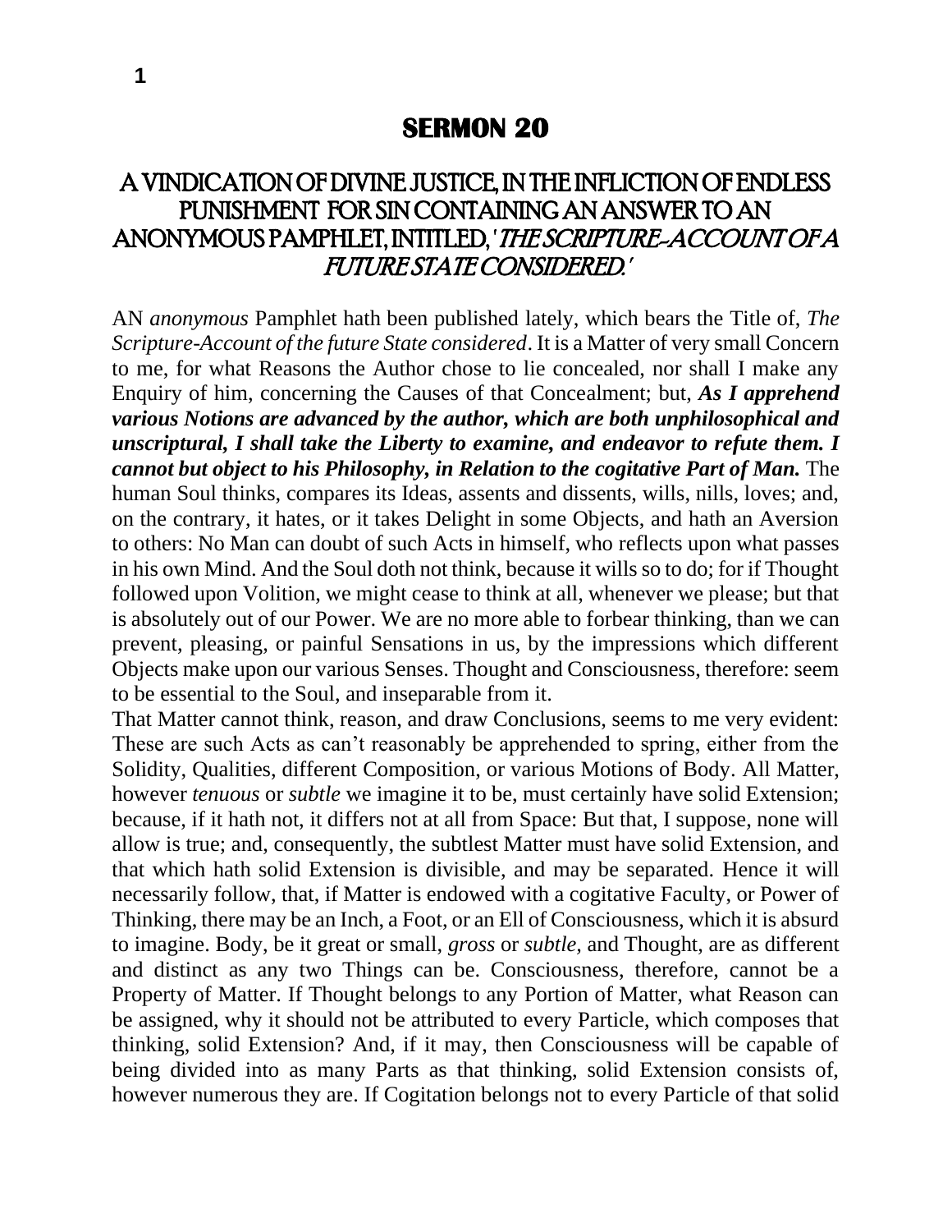# SERMON 20

## A VINDICATION OF DIVINE JUSTICE, IN THE INFLICTION OF ENDLESS PUNISHMENT FOR SIN CONTAINING AN ANSWER TO AN ANONYMOUS PAMPHLET, INTITLED, '*THE SCRIPTURE-ACCOUNT OF A FUTURE STATE CONSIDERED.*'

AN *anonymous* Pamphlet hath been published lately, which bears the Title of, *The Scripture-Account of the future State considered*. It is a Matter of very small Concern to me, for what Reasons the Author chose to lie concealed, nor shall I make any Enquiry of him, concerning the Causes of that Concealment; but, ***As I apprehend various Notions are advanced by the author, which are both unphilosophical and unscriptural, I shall take the Liberty to examine, and endeavor to refute them. I cannot but object to his Philosophy, in Relation to the cogitative Part of Man.*** The human Soul thinks, compares its Ideas, assents and dissents, wills, nills, loves; and, on the contrary, it hates, or it takes Delight in some Objects, and hath an Aversion to others: No Man can doubt of such Acts in himself, who reflects upon what passes in his own Mind. And the Soul doth not think, because it wills so to do; for if Thought followed upon Volition, we might cease to think at all, whenever we please; but that is absolutely out of our Power. We are no more able to forbear thinking, than we can prevent, pleasing, or painful Sensations in us, by the impressions which different Objects make upon our various Senses. Thought and Consciousness, therefore: seem to be essential to the Soul, and inseparable from it.

That Matter cannot think, reason, and draw Conclusions, seems to me very evident: These are such Acts as can't reasonably be apprehended to spring, either from the Solidity, Qualities, different Composition, or various Motions of Body. All Matter, however *tenuous* or *subtle* we imagine it to be, must certainly have solid Extension; because, if it hath not, it differs not at all from Space: But that, I suppose, none will allow is true; and, consequently, the subtlest Matter must have solid Extension, and that which hath solid Extension is divisible, and may be separated. Hence it will necessarily follow, that, if Matter is endowed with a cogitative Faculty, or Power of Thinking, there may be an Inch, a Foot, or an Ell of Consciousness, which it is absurd to imagine. Body, be it great or small, *gross* or *subtle,* and Thought, are as different and distinct as any two Things can be. Consciousness, therefore, cannot be a Property of Matter. If Thought belongs to any Portion of Matter, what Reason can be assigned, why it should not be attributed to every Particle, which composes that thinking, solid Extension? And, if it may, then Consciousness will be capable of being divided into as many Parts as that thinking, solid Extension consists of, however numerous they are. If Cogitation belongs not to every Particle of that solid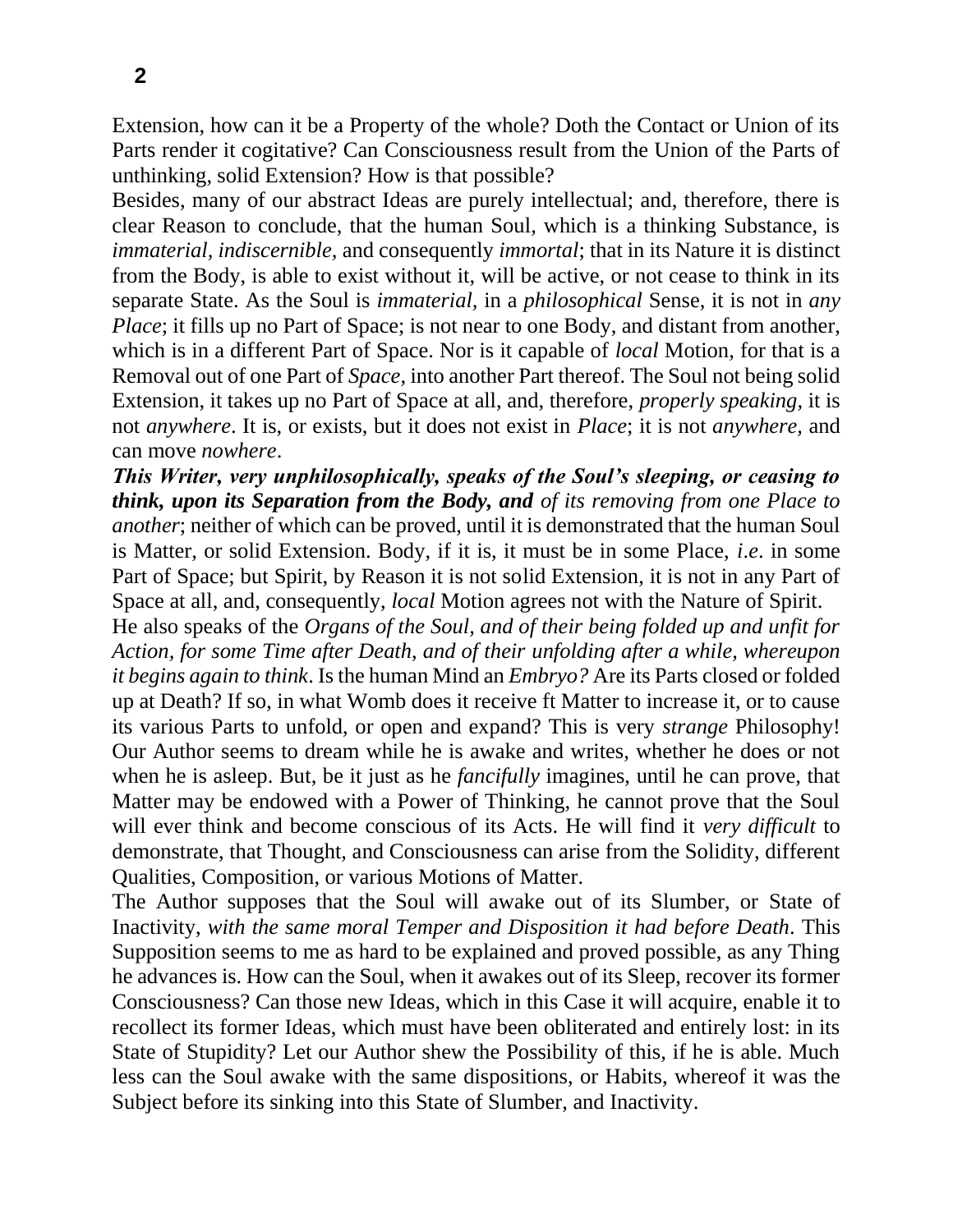Extension, how can it be a Property of the whole? Doth the Contact or Union of its Parts render it cogitative? Can Consciousness result from the Union of the Parts of unthinking, solid Extension? How is that possible?

Besides, many of our abstract Ideas are purely intellectual; and, therefore, there is clear Reason to conclude, that the human Soul, which is a thinking Substance, is *immaterial, indiscernible,* and consequently *immortal*; that in its Nature it is distinct from the Body, is able to exist without it, will be active, or not cease to think in its separate State. As the Soul is *immaterial,* in a *philosophical* Sense, it is not in *any Place*; it fills up no Part of Space; is not near to one Body, and distant from another, which is in a different Part of Space. Nor is it capable of *local* Motion, for that is a Removal out of one Part of *Space,* into another Part thereof. The Soul not being solid Extension, it takes up no Part of Space at all, and, therefore, *properly speaking,* it is not *anywhere*. It is, or exists, but it does not exist in *Place*; it is not *anywhere,* and can move *nowhere*.

***This Writer, very unphilosophically, speaks of the Soul's sleeping, or ceasing to think, upon its Separation from the Body, and*** *of its removing from one Place to another*; neither of which can be proved, until it is demonstrated that the human Soul is Matter, or solid Extension. Body, if it is, it must be in some Place, *i.e*. in some Part of Space; but Spirit, by Reason it is not solid Extension, it is not in any Part of Space at all, and, consequently, *local* Motion agrees not with the Nature of Spirit.

He also speaks of the *Organs of the Soul, and of their being folded up and unfit for Action, for some Time after Death, and of their unfolding after a while, whereupon it begins again to think*. Is the human Mind an *Embryo?* Are its Parts closed or folded up at Death? If so, in what Womb does it receive ft Matter to increase it, or to cause its various Parts to unfold, or open and expand? This is very *strange* Philosophy! Our Author seems to dream while he is awake and writes, whether he does or not when he is asleep. But, be it just as he *fancifully* imagines, until he can prove, that Matter may be endowed with a Power of Thinking, he cannot prove that the Soul will ever think and become conscious of its Acts. He will find it *very difficult* to demonstrate, that Thought, and Consciousness can arise from the Solidity, different Qualities, Composition, or various Motions of Matter.

The Author supposes that the Soul will awake out of its Slumber, or State of Inactivity, *with the same moral Temper and Disposition it had before Death*. This Supposition seems to me as hard to be explained and proved possible, as any Thing he advances is. How can the Soul, when it awakes out of its Sleep, recover its former Consciousness? Can those new Ideas, which in this Case it will acquire, enable it to recollect its former Ideas, which must have been obliterated and entirely lost: in its State of Stupidity? Let our Author shew the Possibility of this, if he is able. Much less can the Soul awake with the same dispositions, or Habits, whereof it was the Subject before its sinking into this State of Slumber, and Inactivity.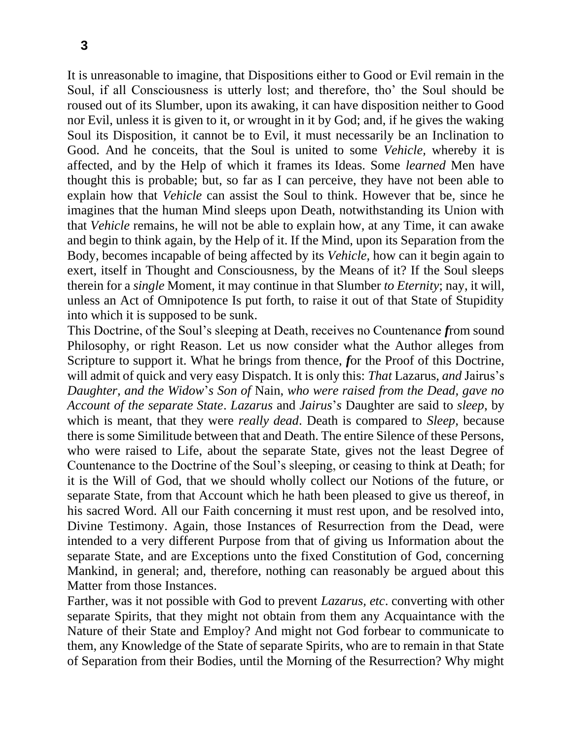It is unreasonable to imagine, that Dispositions either to Good or Evil remain in the Soul, if all Consciousness is utterly lost; and therefore, tho' the Soul should be roused out of its Slumber, upon its awaking, it can have disposition neither to Good nor Evil, unless it is given to it, or wrought in it by God; and, if he gives the waking Soul its Disposition, it cannot be to Evil, it must necessarily be an Inclination to Good. And he conceits, that the Soul is united to some *Vehicle,* whereby it is affected, and by the Help of which it frames its Ideas. Some *learned* Men have thought this is probable; but, so far as I can perceive, they have not been able to explain how that *Vehicle* can assist the Soul to think. However that be, since he imagines that the human Mind sleeps upon Death, notwithstanding its Union with that *Vehicle* remains, he will not be able to explain how, at any Time, it can awake and begin to think again, by the Help of it. If the Mind, upon its Separation from the Body, becomes incapable of being affected by its *Vehicle,* how can it begin again to exert, itself in Thought and Consciousness, by the Means of it? If the Soul sleeps therein for a *single* Moment, it may continue in that Slumber *to Eternity*; nay, it will, unless an Act of Omnipotence Is put forth, to raise it out of that State of Stupidity into which it is supposed to be sunk.

This Doctrine, of the Soul's sleeping at Death, receives no Countenance ***f***rom sound Philosophy, or right Reason. Let us now consider what the Author alleges from Scripture to support it. What he brings from thence, ***f***or the Proof of this Doctrine, will admit of quick and very easy Dispatch. It is only this: *That* Lazarus, *and* Jairus's *Daughter, and the Widow's Son of* Nain, *who were raised from the Dead, gave no Account of the separate State*. *Lazarus* and *Jairus's* Daughter are said to *sleep*, by which is meant, that they were *really dead*. Death is compared to *Sleep,* because there is some Similitude between that and Death. The entire Silence of these Persons, who were raised to Life, about the separate State, gives not the least Degree of Countenance to the Doctrine of the Soul's sleeping, or ceasing to think at Death; for it is the Will of God, that we should wholly collect our Notions of the future, or separate State, from that Account which he hath been pleased to give us thereof, in his sacred Word. All our Faith concerning it must rest upon, and be resolved into, Divine Testimony. Again, those Instances of Resurrection from the Dead, were intended to a very different Purpose from that of giving us Information about the separate State, and are Exceptions unto the fixed Constitution of God, concerning Mankind, in general; and, therefore, nothing can reasonably be argued about this Matter from those Instances.

Farther, was it not possible with God to prevent *Lazarus, etc*. converting with other separate Spirits, that they might not obtain from them any Acquaintance with the Nature of their State and Employ? And might not God forbear to communicate to them, any Knowledge of the State of separate Spirits, who are to remain in that State of Separation from their Bodies, until the Morning of the Resurrection? Why might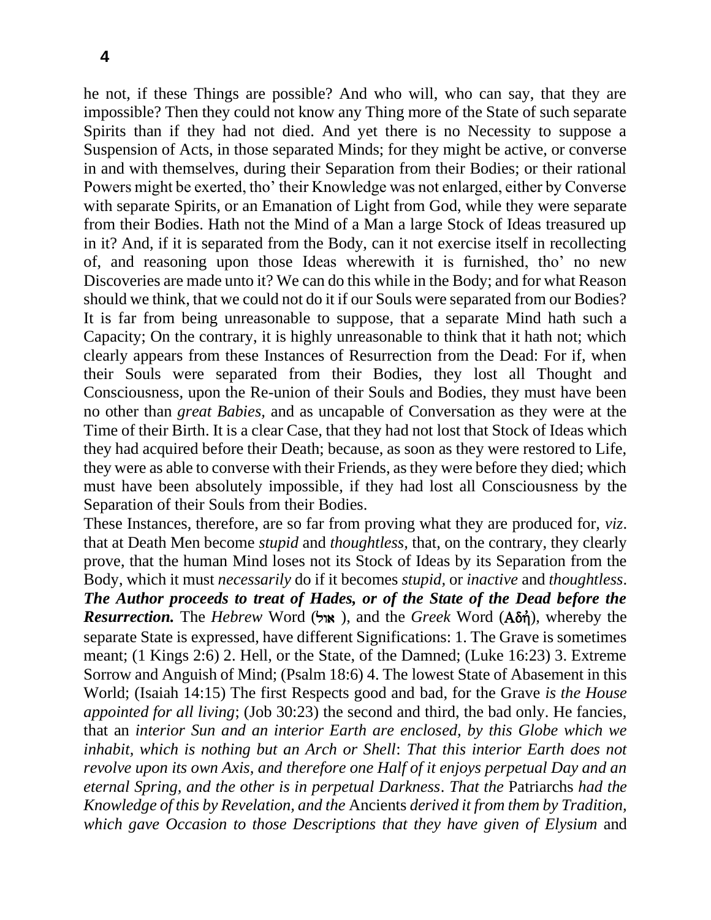he not, if these Things are possible? And who will, who can say, that they are impossible? Then they could not know any Thing more of the State of such separate Spirits than if they had not died. And yet there is no Necessity to suppose a Suspension of Acts, in those separated Minds; for they might be active, or converse in and with themselves, during their Separation from their Bodies; or their rational Powers might be exerted, tho' their Knowledge was not enlarged, either by Converse with separate Spirits, or an Emanation of Light from God, while they were separate from their Bodies. Hath not the Mind of a Man a large Stock of Ideas treasured up in it? And, if it is separated from the Body, can it not exercise itself in recollecting of, and reasoning upon those Ideas wherewith it is furnished, tho' no new Discoveries are made unto it? We can do this while in the Body; and for what Reason should we think, that we could not do it if our Souls were separated from our Bodies? It is far from being unreasonable to suppose, that a separate Mind hath such a Capacity; On the contrary, it is highly unreasonable to think that it hath not; which clearly appears from these Instances of Resurrection from the Dead: For if, when their Souls were separated from their Bodies, they lost all Thought and Consciousness, upon the Re-union of their Souls and Bodies, they must have been no other than *great Babies,* and as uncapable of Conversation as they were at the Time of their Birth. It is a clear Case, that they had not lost that Stock of Ideas which they had acquired before their Death; because, as soon as they were restored to Life, they were as able to converse with their Friends, as they were before they died; which must have been absolutely impossible, if they had lost all Consciousness by the Separation of their Souls from their Bodies.

These Instances, therefore, are so far from proving what they are produced for, *viz*. that at Death Men become *stupid* and *thoughtless,* that, on the contrary, they clearly prove, that the human Mind loses not its Stock of Ideas by its Separation from the Body, which it must *necessarily* do if it becomes *stupid,* or *inactive* and *thoughtless*. ***The Author proceeds to treat of Hades, or of the State of the Dead before the Resurrection.*** The *Hebrew* Word (אול ), and the *Greek* Word (Αδή), whereby the separate State is expressed, have different Significations: 1. The Grave is sometimes meant; (1 Kings 2:6) 2. Hell, or the State, of the Damned; (Luke 16:23) 3. Extreme Sorrow and Anguish of Mind; (Psalm 18:6) 4. The lowest State of Abasement in this World; (Isaiah 14:15) The first Respects good and bad, for the Grave *is the House appointed for all living*; (Job 30:23) the second and third, the bad only. He fancies, that an *interior Sun and an interior Earth are enclosed, by this Globe which we inhabit, which is nothing but an Arch or Shell*: *That this interior Earth does not revolve upon its own Axis, and therefore one Half of it enjoys perpetual Day and an eternal Spring, and the other is in perpetual Darkness*. *That the* Patriarchs *had the Knowledge of this by Revelation, and the* Ancients *derived it from them by Tradition, which gave Occasion to those Descriptions that they have given of Elysium* and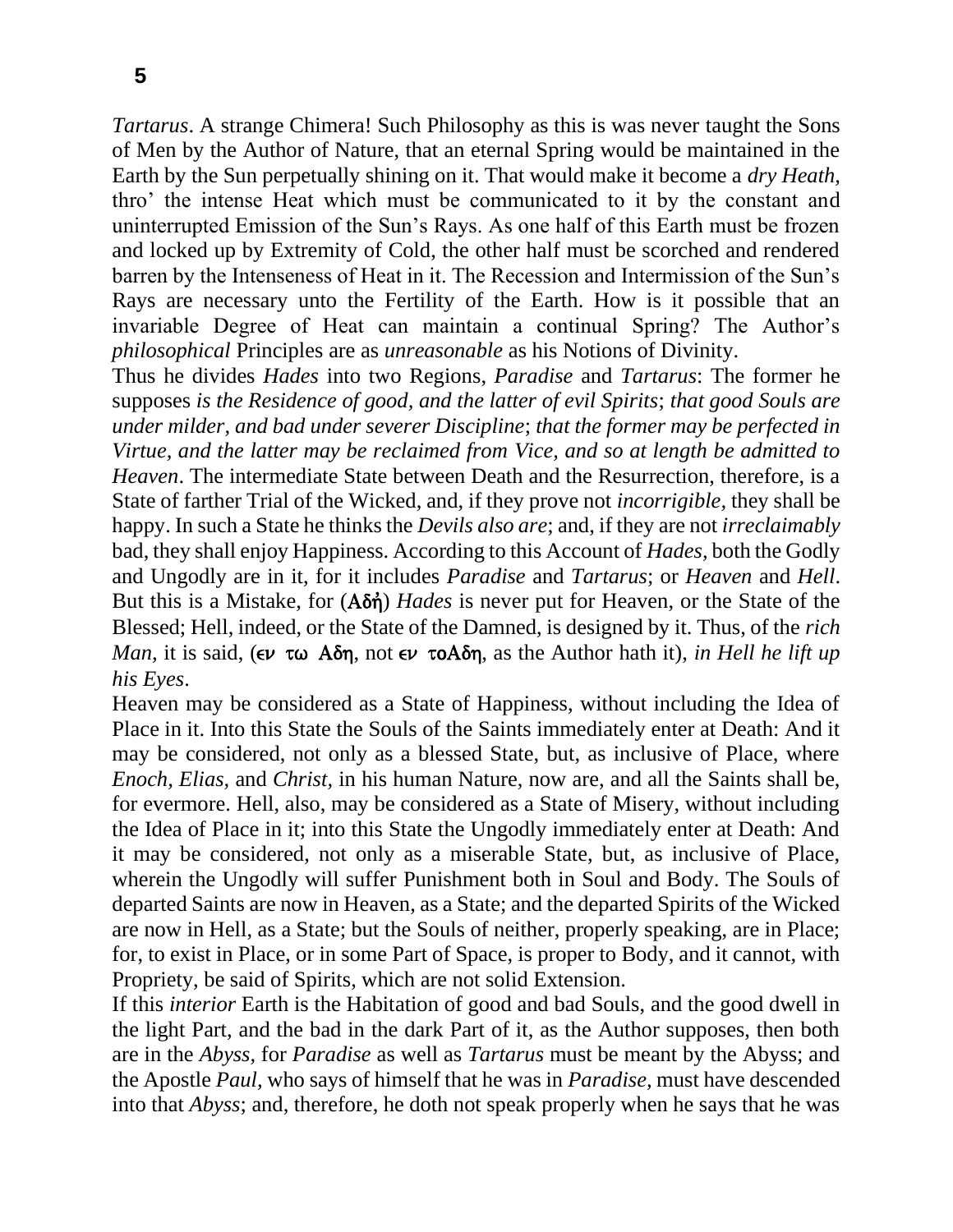*Tartarus*. A strange Chimera! Such Philosophy as this is was never taught the Sons of Men by the Author of Nature, that an eternal Spring would be maintained in the Earth by the Sun perpetually shining on it. That would make it become a *dry Heath,* thro' the intense Heat which must be communicated to it by the constant and uninterrupted Emission of the Sun's Rays. As one half of this Earth must be frozen and locked up by Extremity of Cold, the other half must be scorched and rendered barren by the Intenseness of Heat in it. The Recession and Intermission of the Sun's Rays are necessary unto the Fertility of the Earth. How is it possible that an invariable Degree of Heat can maintain a continual Spring? The Author's *philosophical* Principles are as *unreasonable* as his Notions of Divinity.

Thus he divides *Hades* into two Regions, *Paradise* and *Tartarus*: The former he supposes *is the Residence of good, and the latter of evil Spirits*; *that good Souls are under milder, and bad under severer Discipline*; *that the former may be perfected in Virtue, and the latter may be reclaimed from Vice, and so at length be admitted to Heaven*. The intermediate State between Death and the Resurrection, therefore, is a State of farther Trial of the Wicked, and, if they prove not *incorrigible,* they shall be happy. In such a State he thinks the *Devils also are*; and, if they are not *irreclaimably* bad, they shall enjoy Happiness. According to this Account of *Hades,* both the Godly and Ungodly are in it, for it includes *Paradise* and *Tartarus*; or *Heaven* and *Hell*. But this is a Mistake, for (Αδὴ) *Hades* is never put for Heaven, or the State of the Blessed; Hell, indeed, or the State of the Damned, is designed by it. Thus, of the *rich Man,* it is said, (εν τω Αδη, not εν τοΑδη, as the Author hath it), *in Hell he lift up his Eyes*.

Heaven may be considered as a State of Happiness, without including the Idea of Place in it. Into this State the Souls of the Saints immediately enter at Death: And it may be considered, not only as a blessed State, but, as inclusive of Place, where *Enoch, Elias,* and *Christ,* in his human Nature, now are, and all the Saints shall be, for evermore. Hell, also, may be considered as a State of Misery, without including the Idea of Place in it; into this State the Ungodly immediately enter at Death: And it may be considered, not only as a miserable State, but, as inclusive of Place, wherein the Ungodly will suffer Punishment both in Soul and Body. The Souls of departed Saints are now in Heaven, as a State; and the departed Spirits of the Wicked are now in Hell, as a State; but the Souls of neither, properly speaking, are in Place; for, to exist in Place, or in some Part of Space, is proper to Body, and it cannot, with Propriety, be said of Spirits, which are not solid Extension.

If this *interior* Earth is the Habitation of good and bad Souls, and the good dwell in the light Part, and the bad in the dark Part of it, as the Author supposes, then both are in the *Abyss,* for *Paradise* as well as *Tartarus* must be meant by the Abyss; and the Apostle *Paul,* who says of himself that he was in *Paradise,* must have descended into that *Abyss*; and, therefore, he doth not speak properly when he says that he was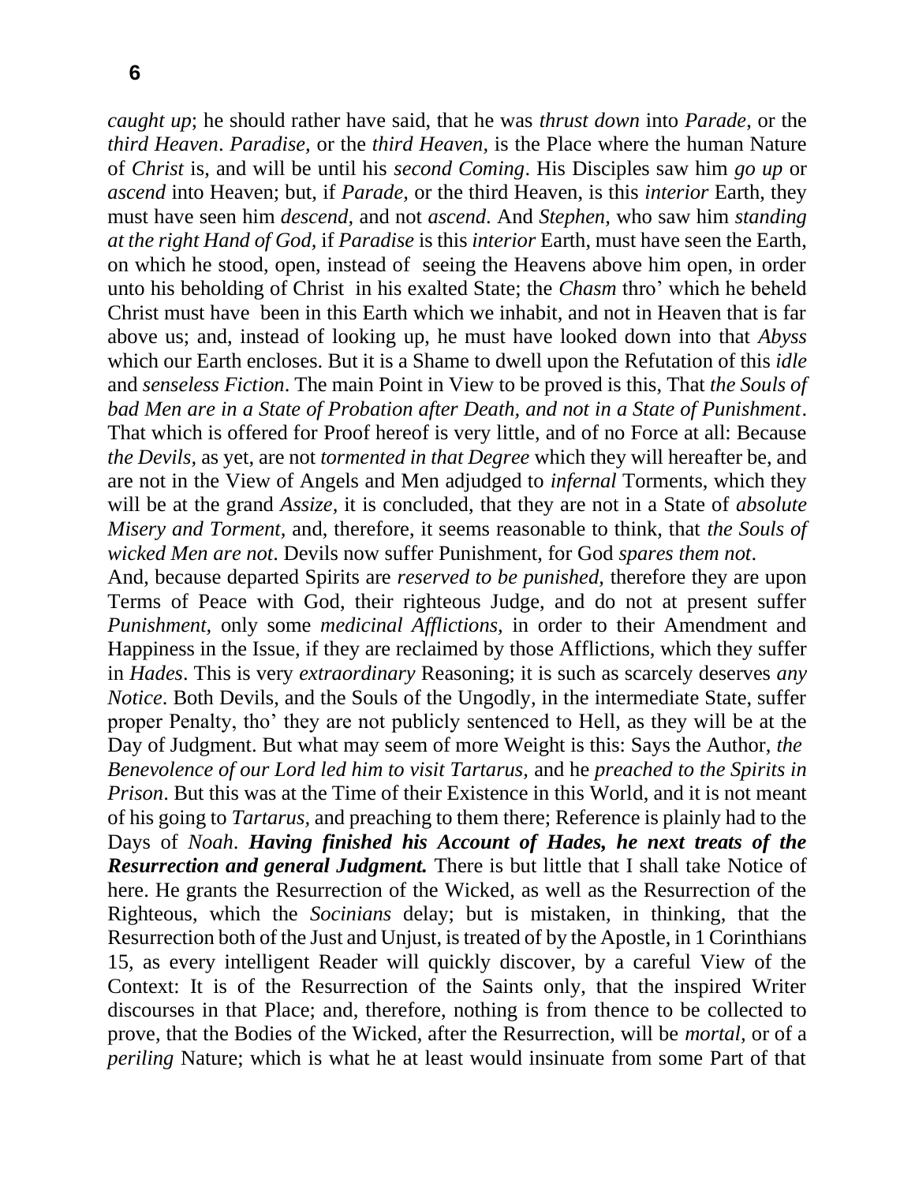*caught up*; he should rather have said, that he was *thrust down* into *Parade*, or the *third Heaven*. *Paradise,* or the *third Heaven,* is the Place where the human Nature of *Christ* is, and will be until his *second Coming*. His Disciples saw him *go up* or *ascend* into Heaven; but, if *Parade,* or the third Heaven, is this *interior* Earth, they must have seen him *descend,* and not *ascend*. And *Stephen,* who saw him *standing at the right Hand of God,* if *Paradise* is this *interior* Earth, must have seen the Earth, on which he stood, open, instead of seeing the Heavens above him open, in order unto his beholding of Christ in his exalted State; the *Chasm* thro' which he beheld Christ must have been in this Earth which we inhabit, and not in Heaven that is far above us; and, instead of looking up, he must have looked down into that *Abyss* which our Earth encloses. But it is a Shame to dwell upon the Refutation of this *idle* and *senseless Fiction*. The main Point in View to be proved is this, That *the Souls of bad Men are in a State of Probation after Death, and not in a State of Punishment*. That which is offered for Proof hereof is very little, and of no Force at all: Because *the Devils,* as yet, are not *tormented in that Degree* which they will hereafter be, and are not in the View of Angels and Men adjudged to *infernal* Torments, which they will be at the grand *Assize,* it is concluded, that they are not in a State of *absolute Misery and Torment,* and, therefore, it seems reasonable to think, that *the Souls of wicked Men are not*. Devils now suffer Punishment, for God *spares them not*.

And, because departed Spirits are *reserved to be punished,* therefore they are upon Terms of Peace with God, their righteous Judge, and do not at present suffer *Punishment,* only some *medicinal Afflictions,* in order to their Amendment and Happiness in the Issue, if they are reclaimed by those Afflictions, which they suffer in *Hades*. This is very *extraordinary* Reasoning; it is such as scarcely deserves *any Notice*. Both Devils, and the Souls of the Ungodly, in the intermediate State, suffer proper Penalty, tho' they are not publicly sentenced to Hell, as they will be at the Day of Judgment. But what may seem of more Weight is this: Says the Author, *the Benevolence of our Lord led him to visit Tartarus,* and he *preached to the Spirits in Prison*. But this was at the Time of their Existence in this World, and it is not meant of his going to *Tartarus,* and preaching to them there; Reference is plainly had to the Days of *Noah*. ***Having finished his Account of Hades, he next treats of the Resurrection and general Judgment.*** There is but little that I shall take Notice of here. He grants the Resurrection of the Wicked, as well as the Resurrection of the Righteous, which the *Socinians* delay; but is mistaken, in thinking, that the Resurrection both of the Just and Unjust, is treated of by the Apostle, in 1 Corinthians 15, as every intelligent Reader will quickly discover, by a careful View of the Context: It is of the Resurrection of the Saints only, that the inspired Writer discourses in that Place; and, therefore, nothing is from thence to be collected to prove, that the Bodies of the Wicked, after the Resurrection, will be *mortal,* or of a *periling* Nature; which is what he at least would insinuate from some Part of that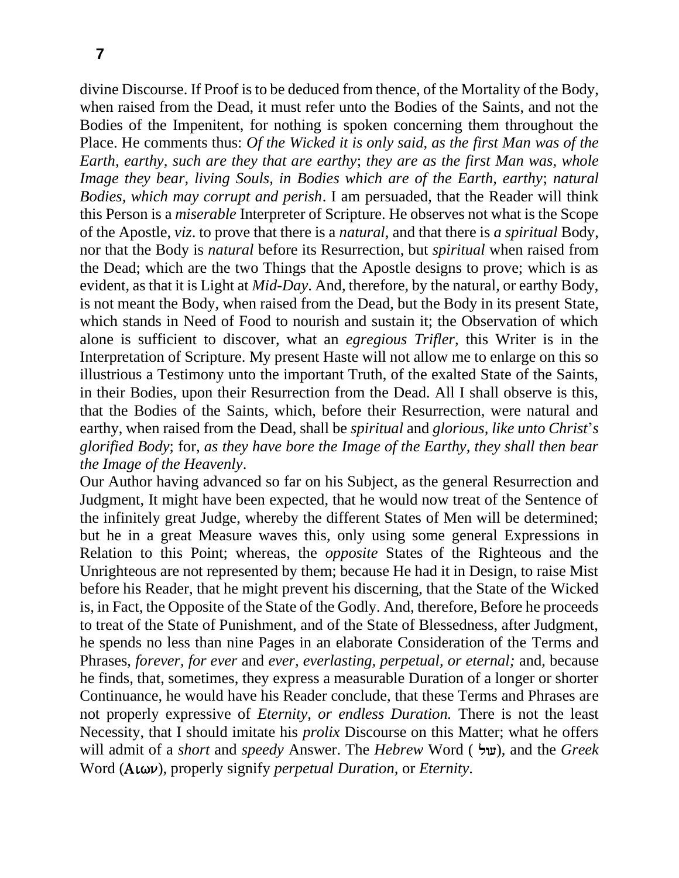divine Discourse. If Proof is to be deduced from thence, of the Mortality of the Body, when raised from the Dead, it must refer unto the Bodies of the Saints, and not the Bodies of the Impenitent, for nothing is spoken concerning them throughout the Place. He comments thus: *Of the Wicked it is only said, as the first Man was of the Earth, earthy, such are they that are earthy*; *they are as the first Man was, whole Image they bear, living Souls, in Bodies which are of the Earth, earthy*; *natural Bodies, which may corrupt and perish*. I am persuaded, that the Reader will think this Person is a *miserable* Interpreter of Scripture. He observes not what is the Scope of the Apostle, *viz*. to prove that there is a *natural*, and that there is *a spiritual* Body, nor that the Body is *natural* before its Resurrection, but *spiritual* when raised from the Dead; which are the two Things that the Apostle designs to prove; which is as evident, as that it is Light at *Mid-Day*. And, therefore, by the natural, or earthy Body, is not meant the Body, when raised from the Dead, but the Body in its present State, which stands in Need of Food to nourish and sustain it; the Observation of which alone is sufficient to discover, what an *egregious Trifler*, this Writer is in the Interpretation of Scripture. My present Haste will not allow me to enlarge on this so illustrious a Testimony unto the important Truth, of the exalted State of the Saints, in their Bodies, upon their Resurrection from the Dead. All I shall observe is this, that the Bodies of the Saints, which, before their Resurrection, were natural and earthy, when raised from the Dead, shall be *spiritual* and *glorious*, *like unto Christ*'*s glorified Body*; for, *as they have bore the Image of the Earthy, they shall then bear the Image of the Heavenly*.

Our Author having advanced so far on his Subject, as the general Resurrection and Judgment, It might have been expected, that he would now treat of the Sentence of the infinitely great Judge, whereby the different States of Men will be determined; but he in a great Measure waves this, only using some general Expressions in Relation to this Point; whereas, the *opposite* States of the Righteous and the Unrighteous are not represented by them; because He had it in Design, to raise Mist before his Reader, that he might prevent his discerning, that the State of the Wicked is, in Fact, the Opposite of the State of the Godly. And, therefore, Before he proceeds to treat of the State of Punishment, and of the State of Blessedness, after Judgment, he spends no less than nine Pages in an elaborate Consideration of the Terms and Phrases, *forever*, *for ever* and *ever*, *everlasting, perpetual, or eternal;* and, because he finds, that, sometimes, they express a measurable Duration of a longer or shorter Continuance, he would have his Reader conclude, that these Terms and Phrases are not properly expressive of *Eternity, or endless Duration.* There is not the least Necessity, that I should imitate his *prolix* Discourse on this Matter; what he offers will admit of a *short* and *speedy* Answer. The *Hebrew* Word ( עול), and the *Greek* Word (Αιων), properly signify *perpetual Duration*, or *Eternity*.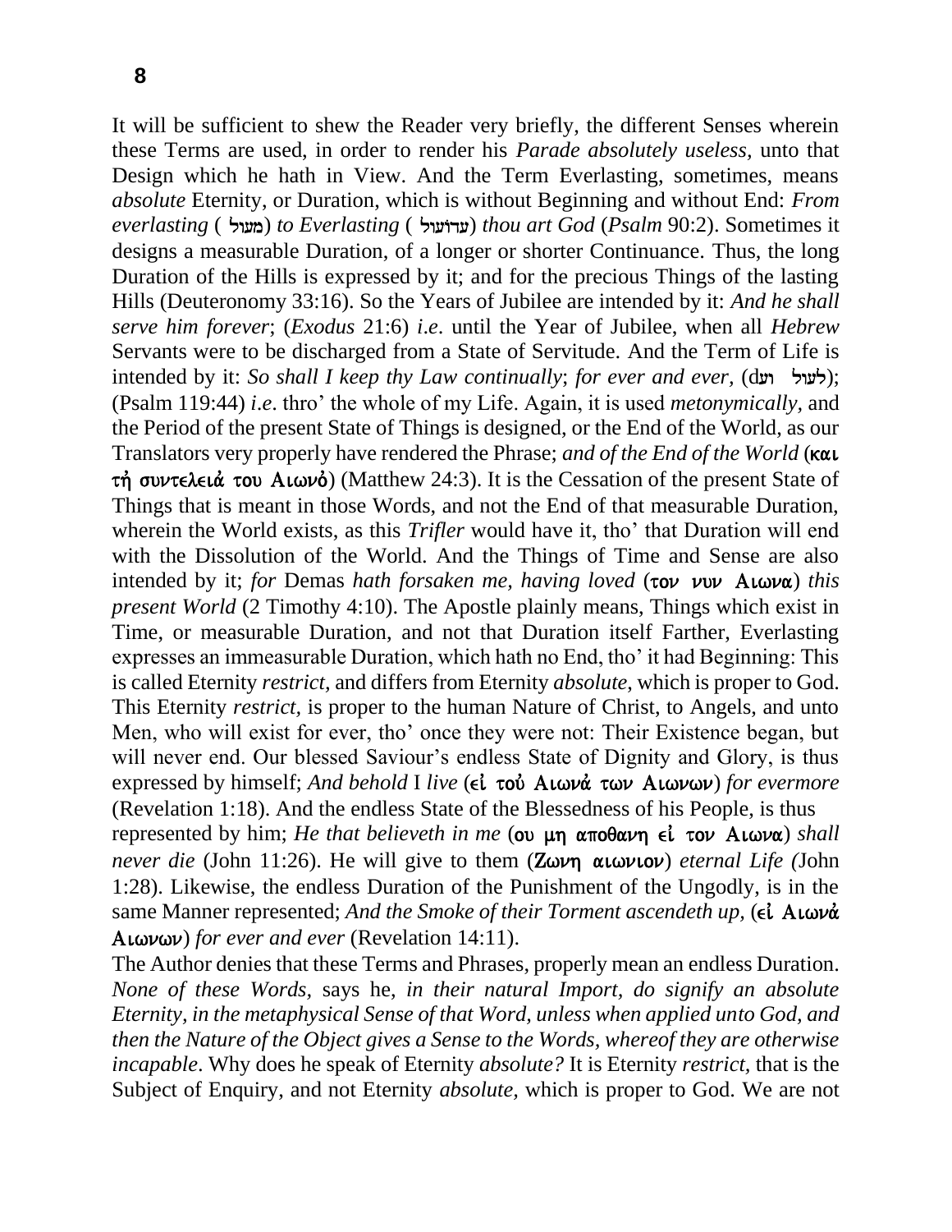It will be sufficient to shew the Reader very briefly, the different Senses wherein these Terms are used, in order to render his *Parade absolutely useless*, unto that Design which he hath in View. And the Term Everlasting, sometimes, means *absolute* Eternity, or Duration, which is without Beginning and without End: *From everlasting* ( מעול) *to Everlasting* ( עדוֹעול) *thou art God* (*Psalm* 90:2). Sometimes it designs a measurable Duration, of a longer or shorter Continuance. Thus, the long Duration of the Hills is expressed by it; and for the precious Things of the lasting Hills (Deuteronomy 33:16). So the Years of Jubilee are intended by it: *And he shall serve him forever*; (*Exodus* 21:6) *i.e*. until the Year of Jubilee, when all *Hebrew* Servants were to be discharged from a State of Servitude. And the Term of Life is intended by it: *So shall I keep thy Law continually*; *for ever and ever,* (dעו לעול); (Psalm 119:44) *i.e*. thro' the whole of my Life. Again, it is used *metonymically*, and the Period of the present State of Things is designed, or the End of the World, as our Translators very properly have rendered the Phrase; *and of the End of the World* (**και τή συντελειά του Αιωνὸ**) (Matthew 24:3). It is the Cessation of the present State of Things that is meant in those Words, and not the End of that measurable Duration, wherein the World exists, as this *Trifler* would have it, tho' that Duration will end with the Dissolution of the World. And the Things of Time and Sense are also intended by it; *for* Demas *hath forsaken me, having loved* (**τον νυν Αιωνα**) *this present World* (2 Timothy 4:10). The Apostle plainly means, Things which exist in Time, or measurable Duration, and not that Duration itself Farther, Everlasting expresses an immeasurable Duration, which hath no End, tho' it had Beginning: This is called Eternity *restrict,* and differs from Eternity *absolute*, which is proper to God. This Eternity *restrict,* is proper to the human Nature of Christ, to Angels, and unto Men, who will exist for ever, tho' once they were not: Their Existence began, but will never end. Our blessed Saviour's endless State of Dignity and Glory, is thus expressed by himself; *And behold* I *live* (**εἰ τοὺ Αιωνἀ των Αιωνων**) *for evermore* (Revelation 1:18). And the endless State of the Blessedness of his People, is thus represented by him; *He that believeth in me* (**ου μη αποθανη εἰ τον Αιωνα**) *shall never die* (John 11:26). He will give to them (**Ζωνη αιωνιον**) *eternal Life (*John 1:28). Likewise, the endless Duration of the Punishment of the Ungodly, is in the same Manner represented; *And the Smoke of their Torment ascendeth up,* (**εἰ Αιωνἀ Αιωνων**) *for ever and ever* (Revelation 14:11).

The Author denies that these Terms and Phrases, properly mean an endless Duration. *None of these Words,* says he, *in their natural Import, do signify an absolute Eternity, in the metaphysical Sense of that Word, unless when applied unto God, and then the Nature of the Object gives a Sense to the Words, whereof they are otherwise incapable*. Why does he speak of Eternity *absolute?* It is Eternity *restrict,* that is the Subject of Enquiry, and not Eternity *absolute,* which is proper to God. We are not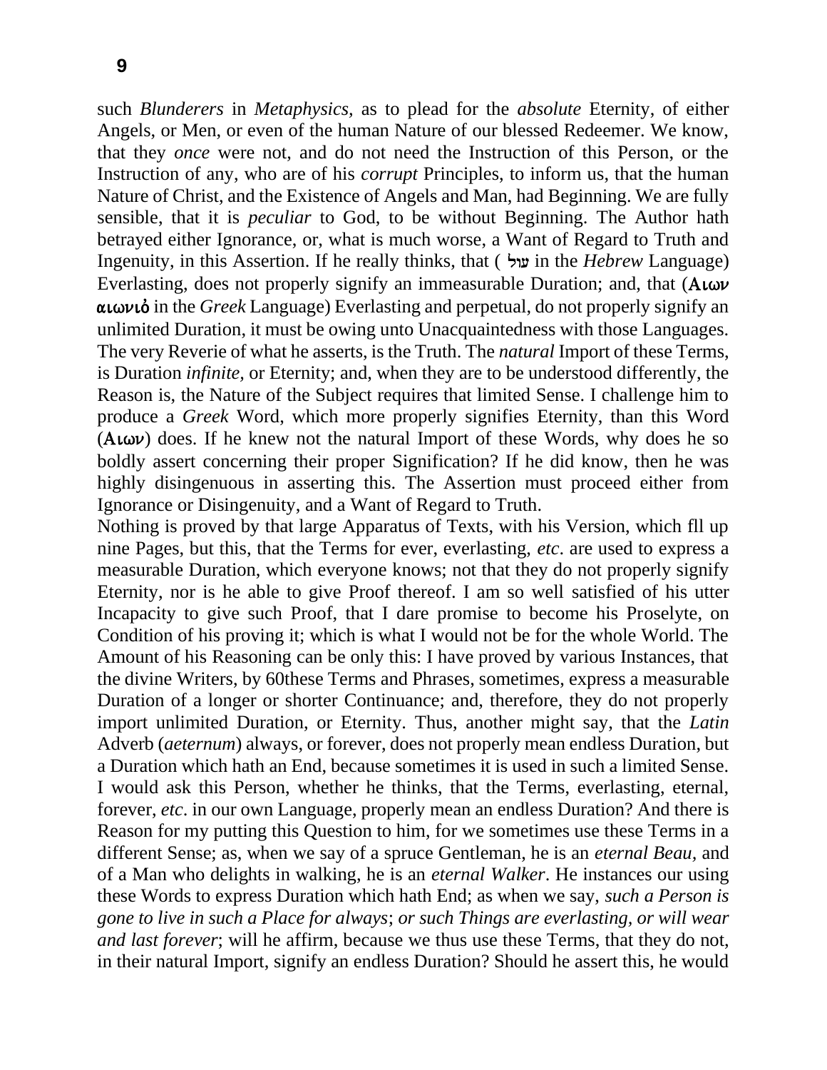such *Blunderers* in *Metaphysics*, as to plead for the *absolute* Eternity, of either Angels, or Men, or even of the human Nature of our blessed Redeemer. We know, that they *once* were not, and do not need the Instruction of this Person, or the Instruction of any, who are of his *corrupt* Principles, to inform us, that the human Nature of Christ, and the Existence of Angels and Man, had Beginning. We are fully sensible, that it is *peculiar* to God, to be without Beginning. The Author hath betrayed either Ignorance, or, what is much worse, a Want of Regard to Truth and Ingenuity, in this Assertion. If he really thinks, that ( עול in the *Hebrew* Language) Everlasting, does not properly signify an immeasurable Duration; and, that (**Αιων αιωνιό** in the *Greek* Language) Everlasting and perpetual, do not properly signify an unlimited Duration, it must be owing unto Unacquaintedness with those Languages. The very Reverie of what he asserts, is the Truth. The *natural* Import of these Terms, is Duration *infinite*, or Eternity; and, when they are to be understood differently, the Reason is, the Nature of the Subject requires that limited Sense. I challenge him to produce a *Greek* Word, which more properly signifies Eternity, than this Word (**Αιων**) does. If he knew not the natural Import of these Words, why does he so boldly assert concerning their proper Signification? If he did know, then he was highly disingenuous in asserting this. The Assertion must proceed either from Ignorance or Disingenuity, and a Want of Regard to Truth.

Nothing is proved by that large Apparatus of Texts, with his Version, which fll up nine Pages, but this, that the Terms for ever, everlasting, *etc*. are used to express a measurable Duration, which everyone knows; not that they do not properly signify Eternity, nor is he able to give Proof thereof. I am so well satisfied of his utter Incapacity to give such Proof, that I dare promise to become his Proselyte, on Condition of his proving it; which is what I would not be for the whole World. The Amount of his Reasoning can be only this: I have proved by various Instances, that the divine Writers, by 60these Terms and Phrases, sometimes, express a measurable Duration of a longer or shorter Continuance; and, therefore, they do not properly import unlimited Duration, or Eternity. Thus, another might say, that the *Latin* Adverb (*aeternum*) always, or forever, does not properly mean endless Duration, but a Duration which hath an End, because sometimes it is used in such a limited Sense. I would ask this Person, whether he thinks, that the Terms, everlasting, eternal, forever, *etc*. in our own Language, properly mean an endless Duration? And there is Reason for my putting this Question to him, for we sometimes use these Terms in a different Sense; as, when we say of a spruce Gentleman, he is an *eternal Beau*, and of a Man who delights in walking, he is an *eternal Walker*. He instances our using these Words to express Duration which hath End; as when we say, *such a Person is gone to live in such a Place for always*; *or such Things are everlasting, or will wear and last forever*; will he affirm, because we thus use these Terms, that they do not, in their natural Import, signify an endless Duration? Should he assert this, he would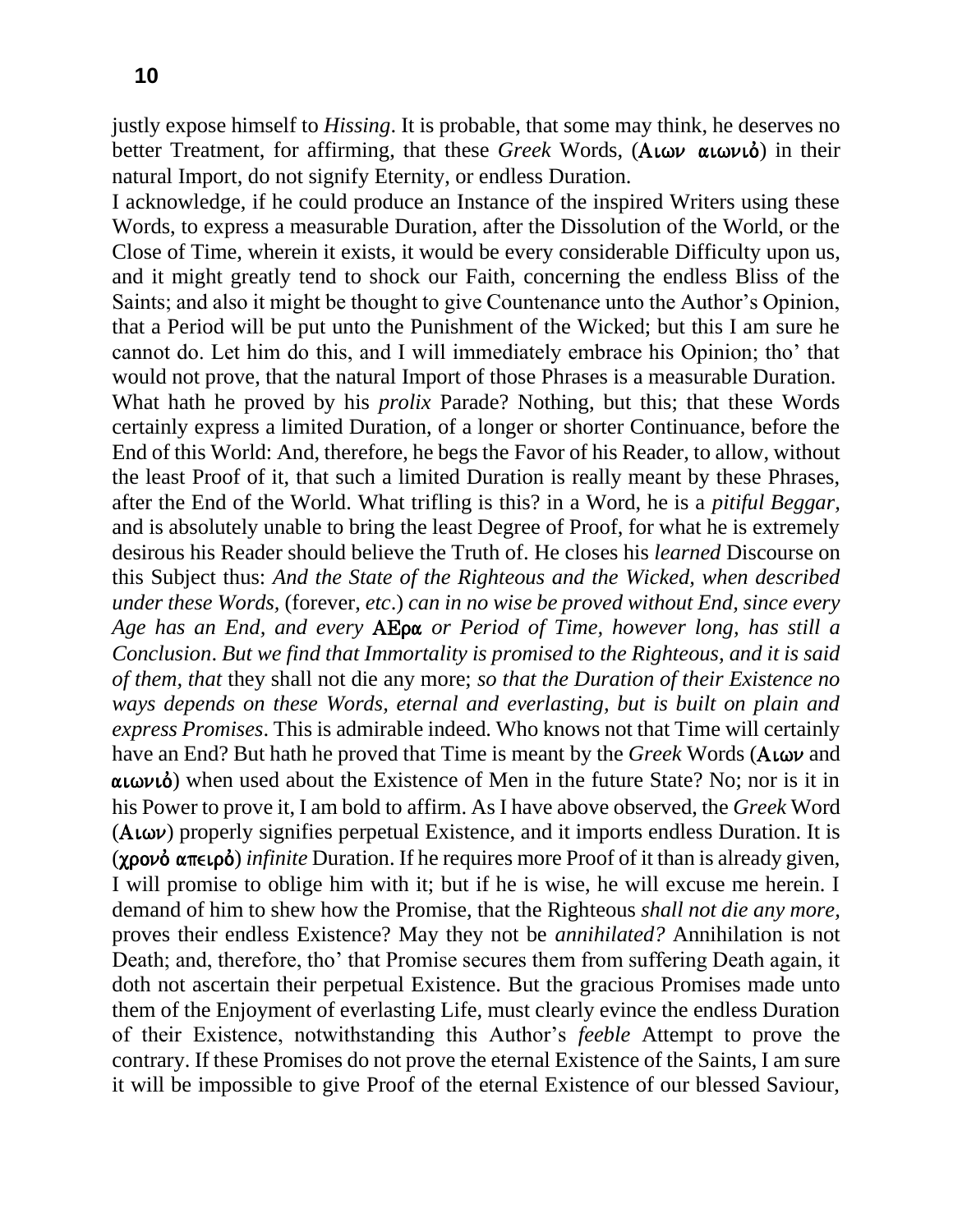justly expose himself to *Hissing*. It is probable, that some may think, he deserves no better Treatment, for affirming, that these *Greek* Words, (**Αιων αιωνιὀ**) in their natural Import, do not signify Eternity, or endless Duration.

I acknowledge, if he could produce an Instance of the inspired Writers using these Words, to express a measurable Duration, after the Dissolution of the World, or the Close of Time, wherein it exists, it would be every considerable Difficulty upon us, and it might greatly tend to shock our Faith, concerning the endless Bliss of the Saints; and also it might be thought to give Countenance unto the Author's Opinion, that a Period will be put unto the Punishment of the Wicked; but this I am sure he cannot do. Let him do this, and I will immediately embrace his Opinion; tho' that would not prove, that the natural Import of those Phrases is a measurable Duration.

What hath he proved by his *prolix* Parade? Nothing, but this; that these Words certainly express a limited Duration, of a longer or shorter Continuance, before the End of this World: And, therefore, he begs the Favor of his Reader, to allow, without the least Proof of it, that such a limited Duration is really meant by these Phrases, after the End of the World. What trifling is this? in a Word, he is a *pitiful Beggar,* and is absolutely unable to bring the least Degree of Proof, for what he is extremely desirous his Reader should believe the Truth of. He closes his *learned* Discourse on this Subject thus: *And the State of the Righteous and the Wicked, when described under these Words,* (forever, *etc*.) *can in no wise be proved without End, since every Age has an End, and every* **ΑΕρα** *or Period of Time, however long, has still a Conclusion*. *But we find that Immortality is promised to the Righteous, and it is said of them, that* they shall not die any more; *so that the Duration of their Existence no ways depends on these Words, eternal and everlasting, but is built on plain and express Promises*. This is admirable indeed. Who knows not that Time will certainly have an End? But hath he proved that Time is meant by the *Greek* Words (**Αιων** and **αιωνιὀ**) when used about the Existence of Men in the future State? No; nor is it in his Power to prove it, I am bold to affirm. As I have above observed, the *Greek* Word (**Αιων**) properly signifies perpetual Existence, and it imports endless Duration. It is (**χρονὀ απειρὀ**) *infinite* Duration. If he requires more Proof of it than is already given, I will promise to oblige him with it; but if he is wise, he will excuse me herein. I demand of him to shew how the Promise, that the Righteous *shall not die any more,* proves their endless Existence? May they not be *annihilated?* Annihilation is not Death; and, therefore, tho' that Promise secures them from suffering Death again, it doth not ascertain their perpetual Existence. But the gracious Promises made unto them of the Enjoyment of everlasting Life, must clearly evince the endless Duration of their Existence, notwithstanding this Author's *feeble* Attempt to prove the contrary. If these Promises do not prove the eternal Existence of the Saints, I am sure it will be impossible to give Proof of the eternal Existence of our blessed Saviour,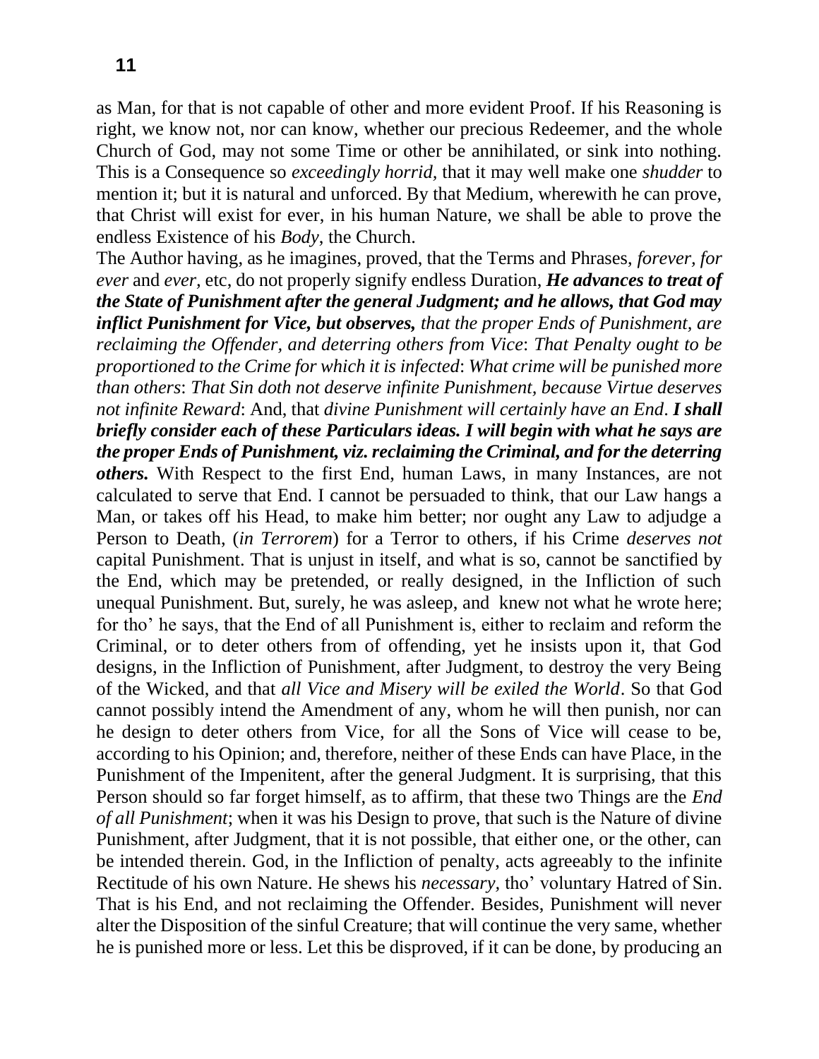as Man, for that is not capable of other and more evident Proof. If his Reasoning is right, we know not, nor can know, whether our precious Redeemer, and the whole Church of God, may not some Time or other be annihilated, or sink into nothing. This is a Consequence so *exceedingly horrid*, that it may well make one *shudder* to mention it; but it is natural and unforced. By that Medium, wherewith he can prove, that Christ will exist for ever, in his human Nature, we shall be able to prove the endless Existence of his *Body*, the Church.

The Author having, as he imagines, proved, that the Terms and Phrases, *forever*, *for ever* and *ever*, etc, do not properly signify endless Duration, ***He advances to treat of the State of Punishment after the general Judgment; and he allows, that God may inflict Punishment for Vice, but observes,*** *that the proper Ends of Punishment, are reclaiming the Offender, and deterring others from Vice*: *That Penalty ought to be proportioned to the Crime for which it is infected*: *What crime will be punished more than others*: *That Sin doth not deserve infinite Punishment, because Virtue deserves not infinite Reward*: And, that *divine Punishment will certainly have an End*. ***I shall briefly consider each of these Particulars ideas. I will begin with what he says are the proper Ends of Punishment, viz. reclaiming the Criminal, and for the deterring others.*** With Respect to the first End, human Laws, in many Instances, are not calculated to serve that End. I cannot be persuaded to think, that our Law hangs a Man, or takes off his Head, to make him better; nor ought any Law to adjudge a Person to Death, (*in Terrorem*) for a Terror to others, if his Crime *deserves not* capital Punishment. That is unjust in itself, and what is so, cannot be sanctified by the End, which may be pretended, or really designed, in the Infliction of such unequal Punishment. But, surely, he was asleep, and knew not what he wrote here; for tho' he says, that the End of all Punishment is, either to reclaim and reform the Criminal, or to deter others from of offending, yet he insists upon it, that God designs, in the Infliction of Punishment, after Judgment, to destroy the very Being of the Wicked, and that *all Vice and Misery will be exiled the World*. So that God cannot possibly intend the Amendment of any, whom he will then punish, nor can he design to deter others from Vice, for all the Sons of Vice will cease to be, according to his Opinion; and, therefore, neither of these Ends can have Place, in the Punishment of the Impenitent, after the general Judgment. It is surprising, that this Person should so far forget himself, as to affirm, that these two Things are the *End of all Punishment*; when it was his Design to prove, that such is the Nature of divine Punishment, after Judgment, that it is not possible, that either one, or the other, can be intended therein. God, in the Infliction of penalty, acts agreeably to the infinite Rectitude of his own Nature. He shews his *necessary*, tho' voluntary Hatred of Sin. That is his End, and not reclaiming the Offender. Besides, Punishment will never alter the Disposition of the sinful Creature; that will continue the very same, whether he is punished more or less. Let this be disproved, if it can be done, by producing an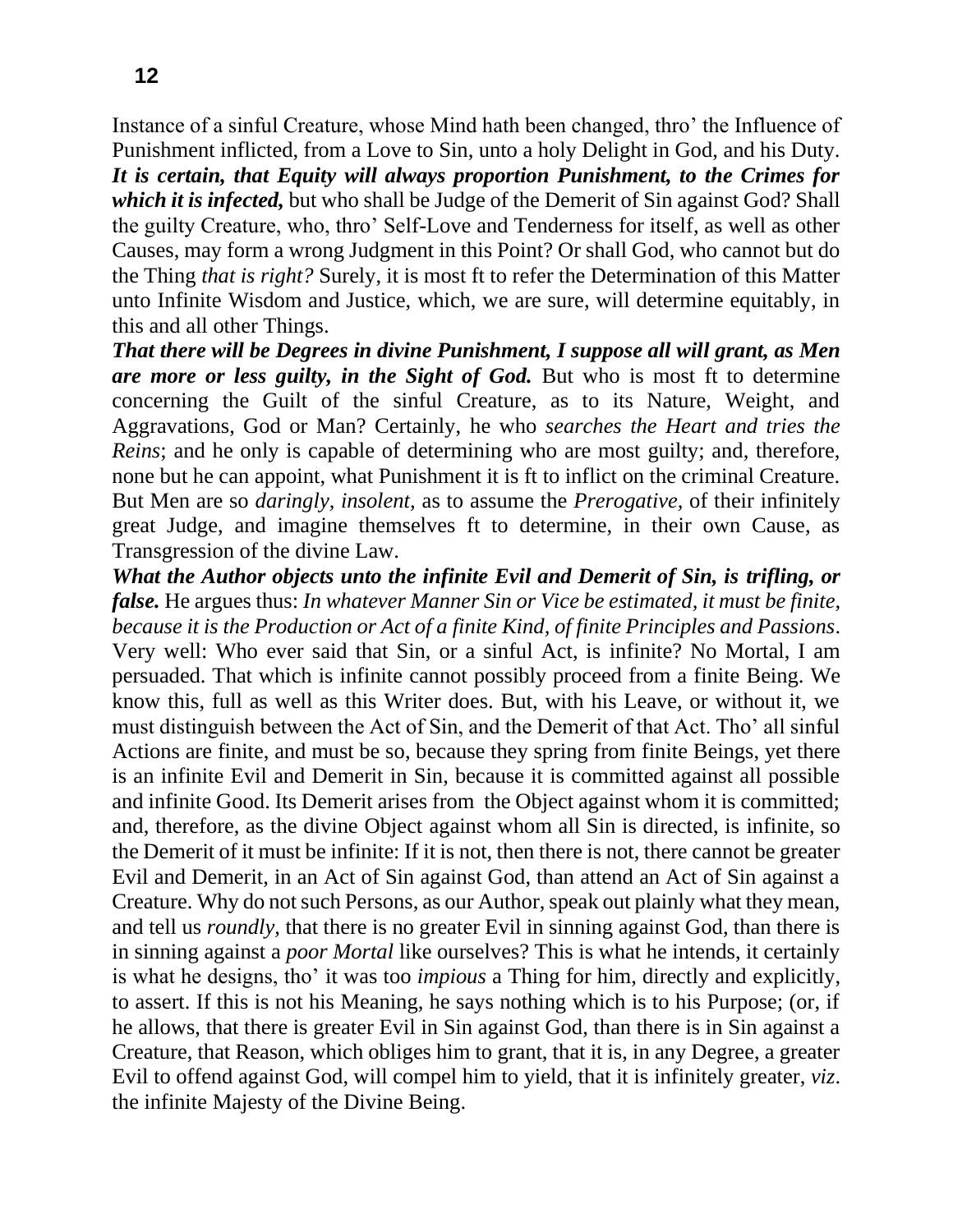Instance of a sinful Creature, whose Mind hath been changed, thro' the Influence of Punishment inflicted, from a Love to Sin, unto a holy Delight in God, and his Duty. ***It is certain, that Equity will always proportion Punishment, to the Crimes for which it is infected,*** but who shall be Judge of the Demerit of Sin against God? Shall the guilty Creature, who, thro' Self-Love and Tenderness for itself, as well as other Causes, may form a wrong Judgment in this Point? Or shall God, who cannot but do the Thing *that is right?* Surely, it is most ft to refer the Determination of this Matter unto Infinite Wisdom and Justice, which, we are sure, will determine equitably, in this and all other Things.

***That there will be Degrees in divine Punishment, I suppose all will grant, as Men are more or less guilty, in the Sight of God.*** But who is most ft to determine concerning the Guilt of the sinful Creature, as to its Nature, Weight, and Aggravations, God or Man? Certainly, he who *searches the Heart and tries the Reins*; and he only is capable of determining who are most guilty; and, therefore, none but he can appoint, what Punishment it is ft to inflict on the criminal Creature. But Men are so *daringly, insolent,* as to assume the *Prerogative,* of their infinitely great Judge, and imagine themselves ft to determine, in their own Cause, as Transgression of the divine Law.

***What the Author objects unto the infinite Evil and Demerit of Sin, is trifling, or false.*** He argues thus: *In whatever Manner Sin or Vice be estimated, it must be finite, because it is the Production or Act of a finite Kind, of finite Principles and Passions*. Very well: Who ever said that Sin, or a sinful Act, is infinite? No Mortal, I am persuaded. That which is infinite cannot possibly proceed from a finite Being. We know this, full as well as this Writer does. But, with his Leave, or without it, we must distinguish between the Act of Sin, and the Demerit of that Act. Tho' all sinful Actions are finite, and must be so, because they spring from finite Beings, yet there is an infinite Evil and Demerit in Sin, because it is committed against all possible and infinite Good. Its Demerit arises from the Object against whom it is committed; and, therefore, as the divine Object against whom all Sin is directed, is infinite, so the Demerit of it must be infinite: If it is not, then there is not, there cannot be greater Evil and Demerit, in an Act of Sin against God, than attend an Act of Sin against a Creature. Why do not such Persons, as our Author, speak out plainly what they mean, and tell us *roundly,* that there is no greater Evil in sinning against God, than there is in sinning against a *poor Mortal* like ourselves? This is what he intends, it certainly is what he designs, tho' it was too *impious* a Thing for him, directly and explicitly, to assert. If this is not his Meaning, he says nothing which is to his Purpose; (or, if he allows, that there is greater Evil in Sin against God, than there is in Sin against a Creature, that Reason, which obliges him to grant, that it is, in any Degree, a greater Evil to offend against God, will compel him to yield, that it is infinitely greater, *viz*. the infinite Majesty of the Divine Being.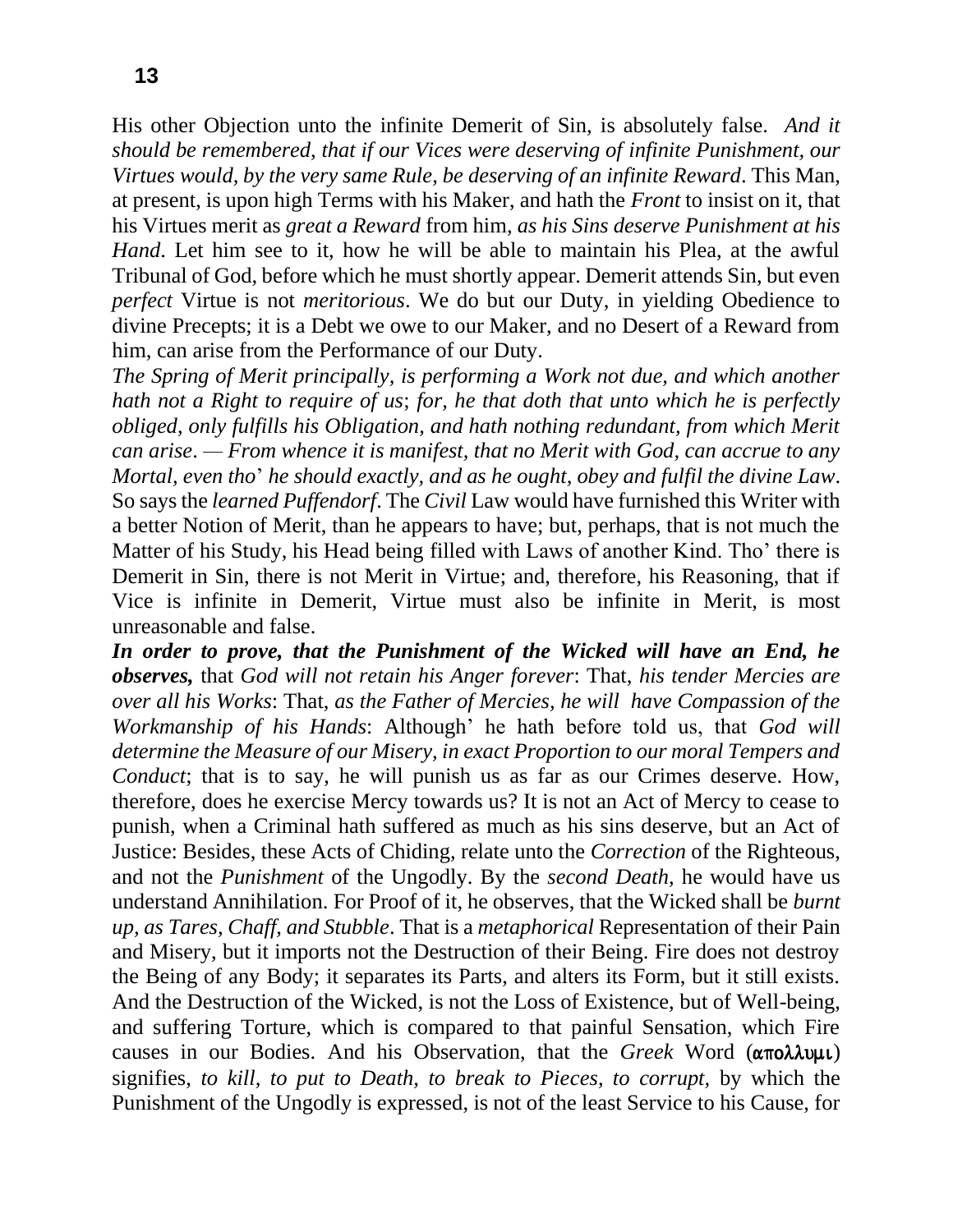His other Objection unto the infinite Demerit of Sin, is absolutely false. *And it should be remembered, that if our Vices were deserving of infinite Punishment, our Virtues would, by the very same Rule, be deserving of an infinite Reward*. This Man, at present, is upon high Terms with his Maker, and hath the *Front* to insist on it, that his Virtues merit as *great a Reward* from him, *as his Sins deserve Punishment at his Hand*. Let him see to it, how he will be able to maintain his Plea, at the awful Tribunal of God, before which he must shortly appear. Demerit attends Sin, but even *perfect* Virtue is not *meritorious*. We do but our Duty, in yielding Obedience to divine Precepts; it is a Debt we owe to our Maker, and no Desert of a Reward from him, can arise from the Performance of our Duty.

*The Spring of Merit principally, is performing a Work not due, and which another hath not a Right to require of us*; *for, he that doth that unto which he is perfectly obliged, only fulfills his Obligation, and hath nothing redundant, from which Merit can arise*. — *From whence it is manifest, that no Merit with God, can accrue to any Mortal, even tho*' *he should exactly, and as he ought, obey and fulfil the divine Law*. So says the *learned Puffendorf*. The *Civil* Law would have furnished this Writer with a better Notion of Merit, than he appears to have; but, perhaps, that is not much the Matter of his Study, his Head being filled with Laws of another Kind. Tho' there is Demerit in Sin, there is not Merit in Virtue; and, therefore, his Reasoning, that if Vice is infinite in Demerit, Virtue must also be infinite in Merit, is most unreasonable and false.

***In order to prove, that the Punishment of the Wicked will have an End, he observes,*** that *God will not retain his Anger forever*: That, *his tender Mercies are over all his Works*: That, *as the Father of Mercies, he will have Compassion of the Workmanship of his Hands*: Although' he hath before told us, that *God will determine the Measure of our Misery, in exact Proportion to our moral Tempers and Conduct*; that is to say, he will punish us as far as our Crimes deserve. How, therefore, does he exercise Mercy towards us? It is not an Act of Mercy to cease to punish, when a Criminal hath suffered as much as his sins deserve, but an Act of Justice: Besides, these Acts of Chiding, relate unto the *Correction* of the Righteous, and not the *Punishment* of the Ungodly. By the *second Death*, he would have us understand Annihilation. For Proof of it, he observes, that the Wicked shall be *burnt up, as Tares, Chaff, and Stubble*. That is a *metaphorical* Representation of their Pain and Misery, but it imports not the Destruction of their Being. Fire does not destroy the Being of any Body; it separates its Parts, and alters its Form, but it still exists. And the Destruction of the Wicked, is not the Loss of Existence, but of Well-being, and suffering Torture, which is compared to that painful Sensation, which Fire causes in our Bodies. And his Observation, that the *Greek* Word (απολλυμι) signifies, *to kill, to put to Death, to break to Pieces, to corrupt,* by which the Punishment of the Ungodly is expressed, is not of the least Service to his Cause, for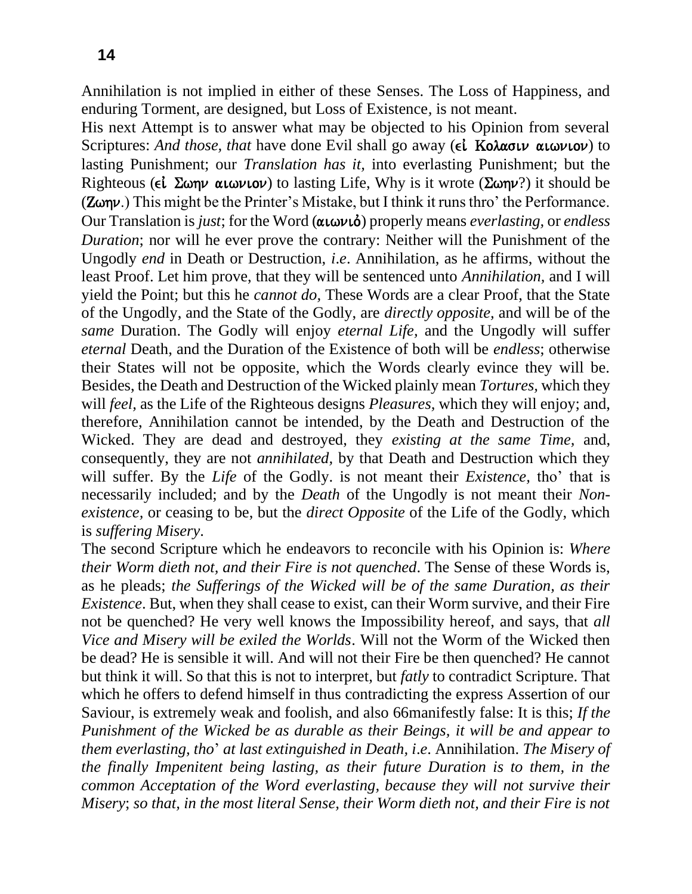Annihilation is not implied in either of these Senses. The Loss of Happiness, and enduring Torment, are designed, but Loss of Existence, is not meant.

His next Attempt is to answer what may be objected to his Opinion from several Scriptures: *And those, that* have done Evil shall go away (εἰ Κολασιν αιωνιον) to lasting Punishment; our *Translation has it,* into everlasting Punishment; but the Righteous (εἰ Σωην αιωνιον) to lasting Life, Why is it wrote (Σωην?) it should be (Ζωην.) This might be the Printer's Mistake, but I think it runs thro' the Performance. Our Translation is *just*; for the Word (αιωνιὸ) properly means *everlasting,* or *endless Duration*; nor will he ever prove the contrary: Neither will the Punishment of the Ungodly *end* in Death or Destruction, *i.e*. Annihilation, as he affirms, without the least Proof. Let him prove, that they will be sentenced unto *Annihilation,* and I will yield the Point; but this he *cannot do,* These Words are a clear Proof, that the State of the Ungodly, and the State of the Godly, are *directly opposite,* and will be of the *same* Duration. The Godly will enjoy *eternal Life*, and the Ungodly will suffer *eternal* Death, and the Duration of the Existence of both will be *endless*; otherwise their States will not be opposite, which the Words clearly evince they will be. Besides, the Death and Destruction of the Wicked plainly mean *Tortures,* which they will *feel,* as the Life of the Righteous designs *Pleasures,* which they will enjoy; and, therefore, Annihilation cannot be intended, by the Death and Destruction of the Wicked. They are dead and destroyed, they *existing at the same Time,* and, consequently, they are not *annihilated,* by that Death and Destruction which they will suffer. By the *Life* of the Godly. is not meant their *Existence,* tho' that is necessarily included; and by the *Death* of the Ungodly is not meant their *Non-existence,* or ceasing to be, but the *direct Opposite* of the Life of the Godly, which is *suffering Misery*.

The second Scripture which he endeavors to reconcile with his Opinion is: *Where their Worm dieth not, and their Fire is not quenched*. The Sense of these Words is, as he pleads; *the Sufferings of the Wicked will be of the same Duration, as their Existence*. But, when they shall cease to exist, can their Worm survive, and their Fire not be quenched? He very well knows the Impossibility hereof, and says, that *all Vice and Misery will be exiled the Worlds*. Will not the Worm of the Wicked then be dead? He is sensible it will. And will not their Fire be then quenched? He cannot but think it will. So that this is not to interpret, but *fatly* to contradict Scripture. That which he offers to defend himself in thus contradicting the express Assertion of our Saviour, is extremely weak and foolish, and also 66manifestly false: It is this; *If the Punishment of the Wicked be as durable as their Beings, it will be and appear to them everlasting, tho*' *at last extinguished in Death, i.e*. Annihilation. *The Misery of the finally Impenitent being lasting, as their future Duration is to them, in the common Acceptation of the Word everlasting, because they will not survive their Misery*; *so that, in the most literal Sense, their Worm dieth not, and their Fire is not*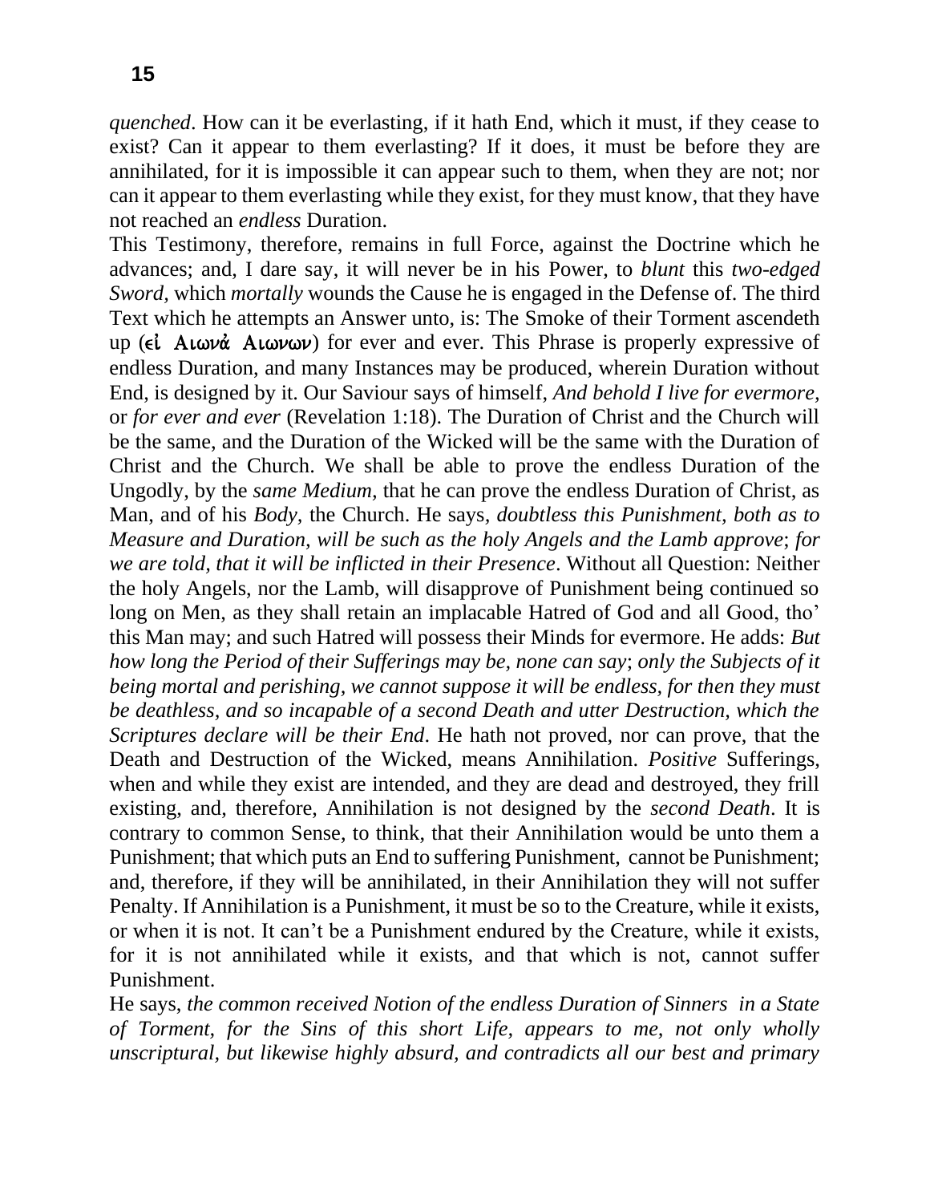*quenched*. How can it be everlasting, if it hath End, which it must, if they cease to exist? Can it appear to them everlasting? If it does, it must be before they are annihilated, for it is impossible it can appear such to them, when they are not; nor can it appear to them everlasting while they exist, for they must know, that they have not reached an *endless* Duration.

This Testimony, therefore, remains in full Force, against the Doctrine which he advances; and, I dare say, it will never be in his Power, to *blunt* this *two-edged Sword,* which *mortally* wounds the Cause he is engaged in the Defense of. The third Text which he attempts an Answer unto, is: The Smoke of their Torment ascendeth up (εἰ Αιωνὰ Αιωνων) for ever and ever. This Phrase is properly expressive of endless Duration, and many Instances may be produced, wherein Duration without End, is designed by it. Our Saviour says of himself, *And behold I live for evermore*, or *for ever and ever* (Revelation 1:18). The Duration of Christ and the Church will be the same, and the Duration of the Wicked will be the same with the Duration of Christ and the Church. We shall be able to prove the endless Duration of the Ungodly, by the *same Medium*, that he can prove the endless Duration of Christ, as Man, and of his *Body*, the Church. He says, *doubtless this Punishment, both as to Measure and Duration, will be such as the holy Angels and the Lamb approve*; *for we are told, that it will be inflicted in their Presence*. Without all Question: Neither the holy Angels, nor the Lamb, will disapprove of Punishment being continued so long on Men, as they shall retain an implacable Hatred of God and all Good, tho' this Man may; and such Hatred will possess their Minds for evermore. He adds: *But how long the Period of their Sufferings may be, none can say*; *only the Subjects of it being mortal and perishing, we cannot suppose it will be endless, for then they must be deathless, and so incapable of a second Death and utter Destruction, which the Scriptures declare will be their End*. He hath not proved, nor can prove, that the Death and Destruction of the Wicked, means Annihilation. *Positive* Sufferings, when and while they exist are intended, and they are dead and destroyed, they frill existing, and, therefore, Annihilation is not designed by the *second Death*. It is contrary to common Sense, to think, that their Annihilation would be unto them a Punishment; that which puts an End to suffering Punishment, cannot be Punishment; and, therefore, if they will be annihilated, in their Annihilation they will not suffer Penalty. If Annihilation is a Punishment, it must be so to the Creature, while it exists, or when it is not. It can't be a Punishment endured by the Creature, while it exists, for it is not annihilated while it exists, and that which is not, cannot suffer Punishment.

He says, *the common received Notion of the endless Duration of Sinners in a State of Torment, for the Sins of this short Life, appears to me, not only wholly unscriptural, but likewise highly absurd, and contradicts all our best and primary*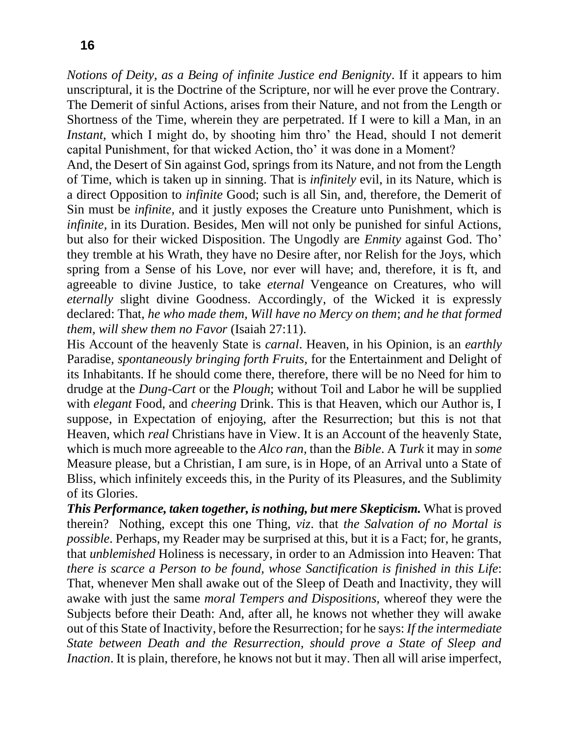*Notions of Deity, as a Being of infinite Justice end Benignity*. If it appears to him unscriptural, it is the Doctrine of the Scripture, nor will he ever prove the Contrary. The Demerit of sinful Actions, arises from their Nature, and not from the Length or Shortness of the Time, wherein they are perpetrated. If I were to kill a Man, in an *Instant*, which I might do, by shooting him thro' the Head, should I not demerit capital Punishment, for that wicked Action, tho' it was done in a Moment?

And, the Desert of Sin against God, springs from its Nature, and not from the Length of Time, which is taken up in sinning. That is *infinitely* evil, in its Nature, which is a direct Opposition to *infinite* Good; such is all Sin, and, therefore, the Demerit of Sin must be *infinite,* and it justly exposes the Creature unto Punishment, which is *infinite,* in its Duration. Besides, Men will not only be punished for sinful Actions, but also for their wicked Disposition. The Ungodly are *Enmity* against God. Tho' they tremble at his Wrath, they have no Desire after, nor Relish for the Joys, which spring from a Sense of his Love, nor ever will have; and, therefore, it is ft, and agreeable to divine Justice, to take *eternal* Vengeance on Creatures, who will *eternally* slight divine Goodness. Accordingly, of the Wicked it is expressly declared: That, *he who made them, Will have no Mercy on them*; *and he that formed them, will shew them no Favor* (Isaiah 27:11).

His Account of the heavenly State is *carnal*. Heaven, in his Opinion, is an *earthly* Paradise, *spontaneously bringing forth Fruits,* for the Entertainment and Delight of its Inhabitants. If he should come there, therefore, there will be no Need for him to drudge at the *Dung-Cart* or the *Plough;* without Toil and Labor he will be supplied with *elegant* Food, and *cheering* Drink. This is that Heaven, which our Author is, I suppose, in Expectation of enjoying, after the Resurrection; but this is not that Heaven, which *real* Christians have in View. It is an Account of the heavenly State, which is much more agreeable to the *Alco ran,* than the *Bible*. A *Turk* it may in *some* Measure please, but a Christian, I am sure, is in Hope, of an Arrival unto a State of Bliss, which infinitely exceeds this, in the Purity of its Pleasures, and the Sublimity of its Glories.

***This Performance, taken together, is nothing, but mere Skepticism.*** What is proved therein? Nothing, except this one Thing, *viz*. that *the Salvation of no Mortal is possible*. Perhaps, my Reader may be surprised at this, but it is a Fact; for, he grants, that *unblemished* Holiness is necessary, in order to an Admission into Heaven: That *there is scarce a Person to be found, whose Sanctification is finished in this Life*: That, whenever Men shall awake out of the Sleep of Death and Inactivity, they will awake with just the same *moral Tempers and Dispositions,* whereof they were the Subjects before their Death: And, after all, he knows not whether they will awake out of this State of Inactivity, before the Resurrection; for he says: *If the intermediate State between Death and the Resurrection, should prove a State of Sleep and Inaction*. It is plain, therefore, he knows not but it may. Then all will arise imperfect,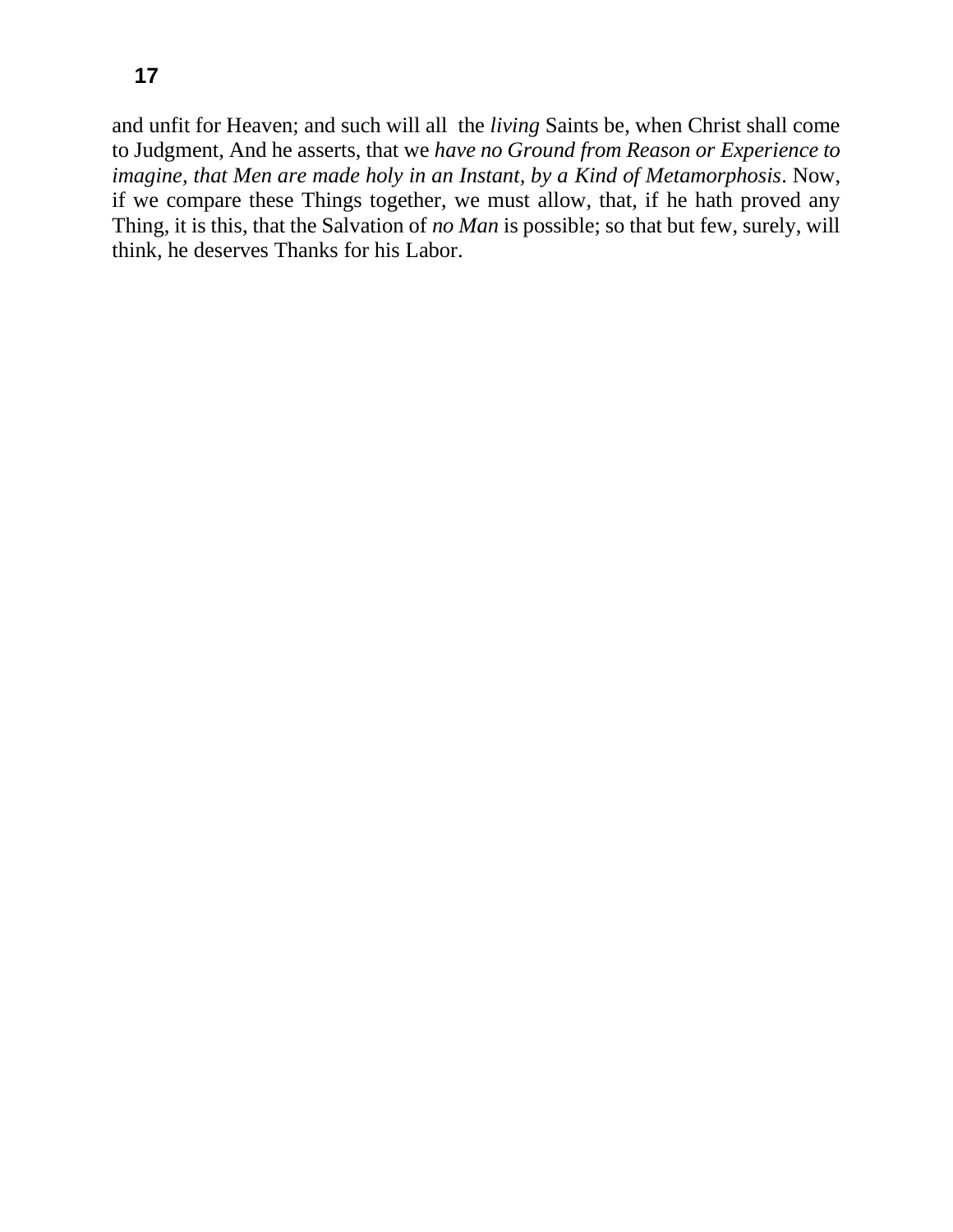and unfit for Heaven; and such will all the *living* Saints be, when Christ shall come to Judgment, And he asserts, that we *have no Ground from Reason or Experience to imagine, that Men are made holy in an Instant, by a Kind of Metamorphosis*. Now, if we compare these Things together, we must allow, that, if he hath proved any Thing, it is this, that the Salvation of *no Man* is possible; so that but few, surely, will think, he deserves Thanks for his Labor.